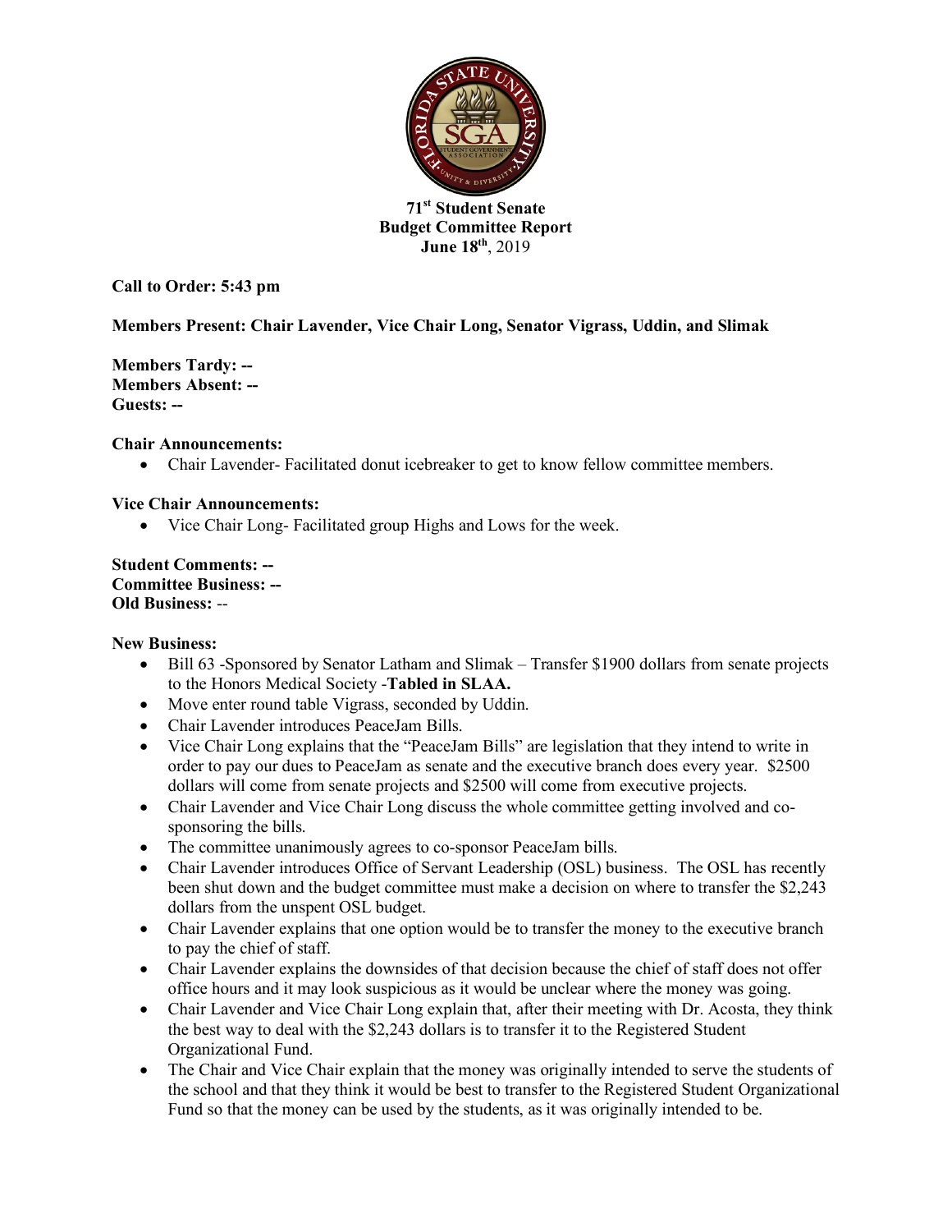**71st Student Senate**
**Budget Committee Report**
**June 18th, 2019**

**Call to Order: 5:43 pm**

**Members Present: Chair Lavender, Vice Chair Long, Senator Vigrass, Uddin, and Slimak**

**Members Tardy: --**
**Members Absent: --**
**Guests: --**

**Chair Announcements:**

- Chair Lavender- Facilitated donut icebreaker to get to know fellow committee members.

**Vice Chair Announcements:**

- Vice Chair Long- Facilitated group Highs and Lows for the week.

**Student Comments: --**
**Committee Business: --**
**Old Business:** --

**New Business:**

- Bill 63 -Sponsored by Senator Latham and Slimak – Transfer $1900 dollars from senate projects to the Honors Medical Society -**Tabled in SLAA.**
- Move enter round table Vigrass, seconded by Uddin.
- Chair Lavender introduces PeaceJam Bills.
- Vice Chair Long explains that the "PeaceJam Bills" are legislation that they intend to write in order to pay our dues to PeaceJam as senate and the executive branch does every year. $2500 dollars will come from senate projects and $2500 will come from executive projects.
- Chair Lavender and Vice Chair Long discuss the whole committee getting involved and co-sponsoring the bills.
- The committee unanimously agrees to co-sponsor PeaceJam bills.
- Chair Lavender introduces Office of Servant Leadership (OSL) business. The OSL has recently been shut down and the budget committee must make a decision on where to transfer the $2,243 dollars from the unspent OSL budget.
- Chair Lavender explains that one option would be to transfer the money to the executive branch to pay the chief of staff.
- Chair Lavender explains the downsides of that decision because the chief of staff does not offer office hours and it may look suspicious as it would be unclear where the money was going.
- Chair Lavender and Vice Chair Long explain that, after their meeting with Dr. Acosta, they think the best way to deal with the $2,243 dollars is to transfer it to the Registered Student Organizational Fund.
- The Chair and Vice Chair explain that the money was originally intended to serve the students of the school and that they think it would be best to transfer to the Registered Student Organizational Fund so that the money can be used by the students, as it was originally intended to be.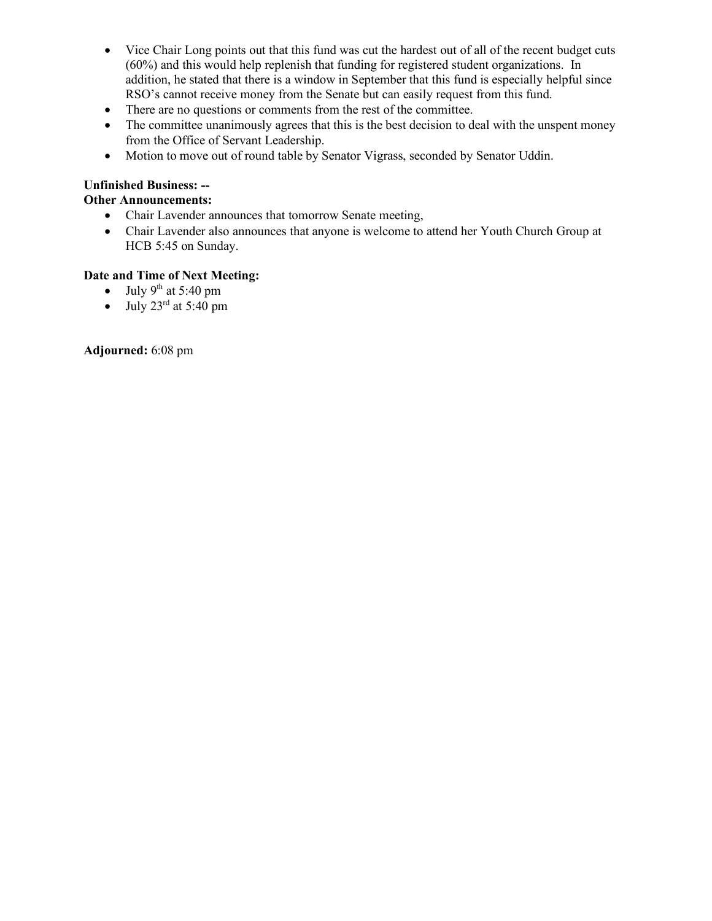- Vice Chair Long points out that this fund was cut the hardest out of all of the recent budget cuts (60%) and this would help replenish that funding for registered student organizations. In addition, he stated that there is a window in September that this fund is especially helpful since RSO's cannot receive money from the Senate but can easily request from this fund.
- There are no questions or comments from the rest of the committee.
- The committee unanimously agrees that this is the best decision to deal with the unspent money from the Office of Servant Leadership.
- Motion to move out of round table by Senator Vigrass, seconded by Senator Uddin.

**Unfinished Business: --**

**Other Announcements:**

- Chair Lavender announces that tomorrow Senate meeting,
- Chair Lavender also announces that anyone is welcome to attend her Youth Church Group at HCB 5:45 on Sunday.

**Date and Time of Next Meeting:**

- July 9th at 5:40 pm
- July 23rd at 5:40 pm

**Adjourned:** 6:08 pm